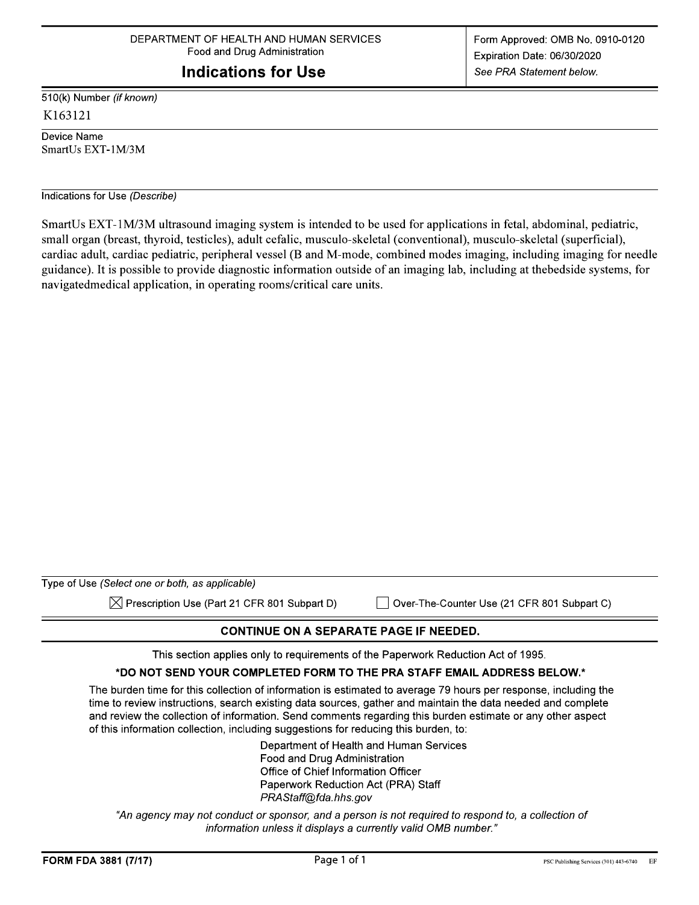DEPARTMENT OF HEALTH AND HUMAN SERVICES
Food and Drug Administration

# Indications for Use

Form Approved: OMB No. 0910-0120
Expiration Date: 06/30/2020
*See PRA Statement below.*

510(k) Number *(if known)*
K163121

Device Name
SmartUs EXT-1M/3M

Indications for Use *(Describe)*

SmartUs EXT-1M/3M ultrasound imaging system is intended to be used for applications in fetal, abdominal, pediatric, small organ (breast, thyroid, testicles), adult cefalic, musculo-skeletal (conventional), musculo-skeletal (superficial), cardiac adult, cardiac pediatric, peripheral vessel (B and M-mode, combined modes imaging, including imaging for needle guidance). It is possible to provide diagnostic information outside of an imaging lab, including at thebedside systems, for navigatedmedical application, in operating rooms/critical care units.

Type of Use *(Select one or both, as applicable)*

☒ Prescription Use (Part 21 CFR 801 Subpart D)    ☐ Over-The-Counter Use (21 CFR 801 Subpart C)

**CONTINUE ON A SEPARATE PAGE IF NEEDED.**

This section applies only to requirements of the Paperwork Reduction Act of 1995.

**\*DO NOT SEND YOUR COMPLETED FORM TO THE PRA STAFF EMAIL ADDRESS BELOW.\***

The burden time for this collection of information is estimated to average 79 hours per response, including the time to review instructions, search existing data sources, gather and maintain the data needed and complete and review the collection of information. Send comments regarding this burden estimate or any other aspect of this information collection, including suggestions for reducing this burden, to:

Department of Health and Human Services
Food and Drug Administration
Office of Chief Information Officer
Paperwork Reduction Act (PRA) Staff
*PRAStaff@fda.hhs.gov*

*"An agency may not conduct or sponsor, and a person is not required to respond to, a collection of information unless it displays a currently valid OMB number."*

**FORM FDA 3881 (7/17)**    PSC Publishing Services (301) 443-6740 EF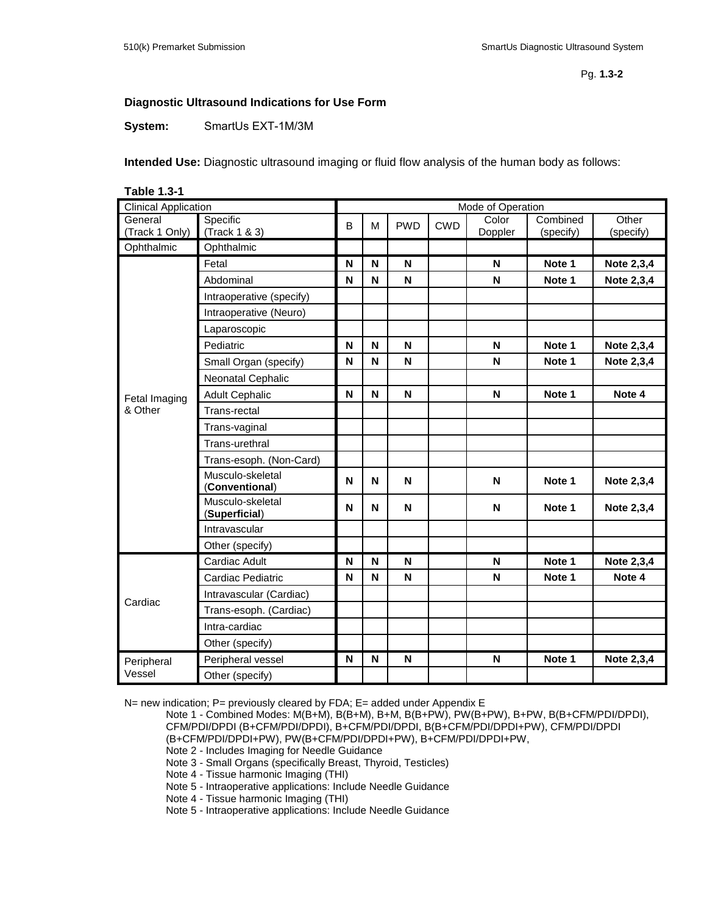**Diagnostic Ultrasound Indications for Use Form**

**System:** SmartUs EXT-1M/3M

**Intended Use:** Diagnostic ultrasound imaging or fluid flow analysis of the human body as follows:

**Table 1.3-1**

| Clinical Application | | Mode of Operation | | | | | | |
|---|---|---|---|---|---|---|---|---|
| General (Track 1 Only) | Specific (Track 1 & 3) | B | M | PWD | CWD | Color Doppler | Combined (specify) | Other (specify) |
| Ophthalmic | Ophthalmic | | | | | | | |
| Fetal Imaging & Other | Fetal | **N** | **N** | **N** | | **N** | **Note 1** | **Note 2,3,4** |
| | Abdominal | **N** | **N** | **N** | | **N** | **Note 1** | **Note 2,3,4** |
| | Intraoperative (specify) | | | | | | | |
| | Intraoperative (Neuro) | | | | | | | |
| | Laparoscopic | | | | | | | |
| | Pediatric | **N** | **N** | **N** | | **N** | **Note 1** | **Note 2,3,4** |
| | Small Organ (specify) | **N** | **N** | **N** | | **N** | **Note 1** | **Note 2,3,4** |
| | Neonatal Cephalic | | | | | | | |
| | Adult Cephalic | **N** | **N** | **N** | | **N** | **Note 1** | **Note 4** |
| | Trans-rectal | | | | | | | |
| | Trans-vaginal | | | | | | | |
| | Trans-urethral | | | | | | | |
| | Trans-esoph. (Non-Card) | | | | | | | |
| | Musculo-skeletal (**Conventional**) | **N** | **N** | **N** | | **N** | **Note 1** | **Note 2,3,4** |
| | Musculo-skeletal (**Superficial**) | **N** | **N** | **N** | | **N** | **Note 1** | **Note 2,3,4** |
| | Intravascular | | | | | | | |
| | Other (specify) | | | | | | | |
| Cardiac | Cardiac Adult | **N** | **N** | **N** | | **N** | **Note 1** | **Note 2,3,4** |
| | Cardiac Pediatric | **N** | **N** | **N** | | **N** | **Note 1** | **Note 4** |
| | Intravascular (Cardiac) | | | | | | | |
| | Trans-esoph. (Cardiac) | | | | | | | |
| | Intra-cardiac | | | | | | | |
| | Other (specify) | | | | | | | |
| Peripheral Vessel | Peripheral vessel | **N** | **N** | **N** | | **N** | **Note 1** | **Note 2,3,4** |
| | Other (specify) | | | | | | | |

N= new indication; P= previously cleared by FDA; E= added under Appendix E

Note 1 - Combined Modes: M(B+M), B(B+M), B+M, B(B+PW), PW(B+PW), B+PW, B(B+CFM/PDI/DPDI), CFM/PDI/DPDI (B+CFM/PDI/DPDI), B+CFM/PDI/DPDI, B(B+CFM/PDI/DPDI+PW), CFM/PDI/DPDI (B+CFM/PDI/DPDI+PW), PW(B+CFM/PDI/DPDI+PW), B+CFM/PDI/DPDI+PW,

Note 2 - Includes Imaging for Needle Guidance

Note 3 - Small Organs (specifically Breast, Thyroid, Testicles)

Note 4 - Tissue harmonic Imaging (THI)

Note 5 - Intraoperative applications: Include Needle Guidance

Note 4 - Tissue harmonic Imaging (THI)

Note 5 - Intraoperative applications: Include Needle Guidance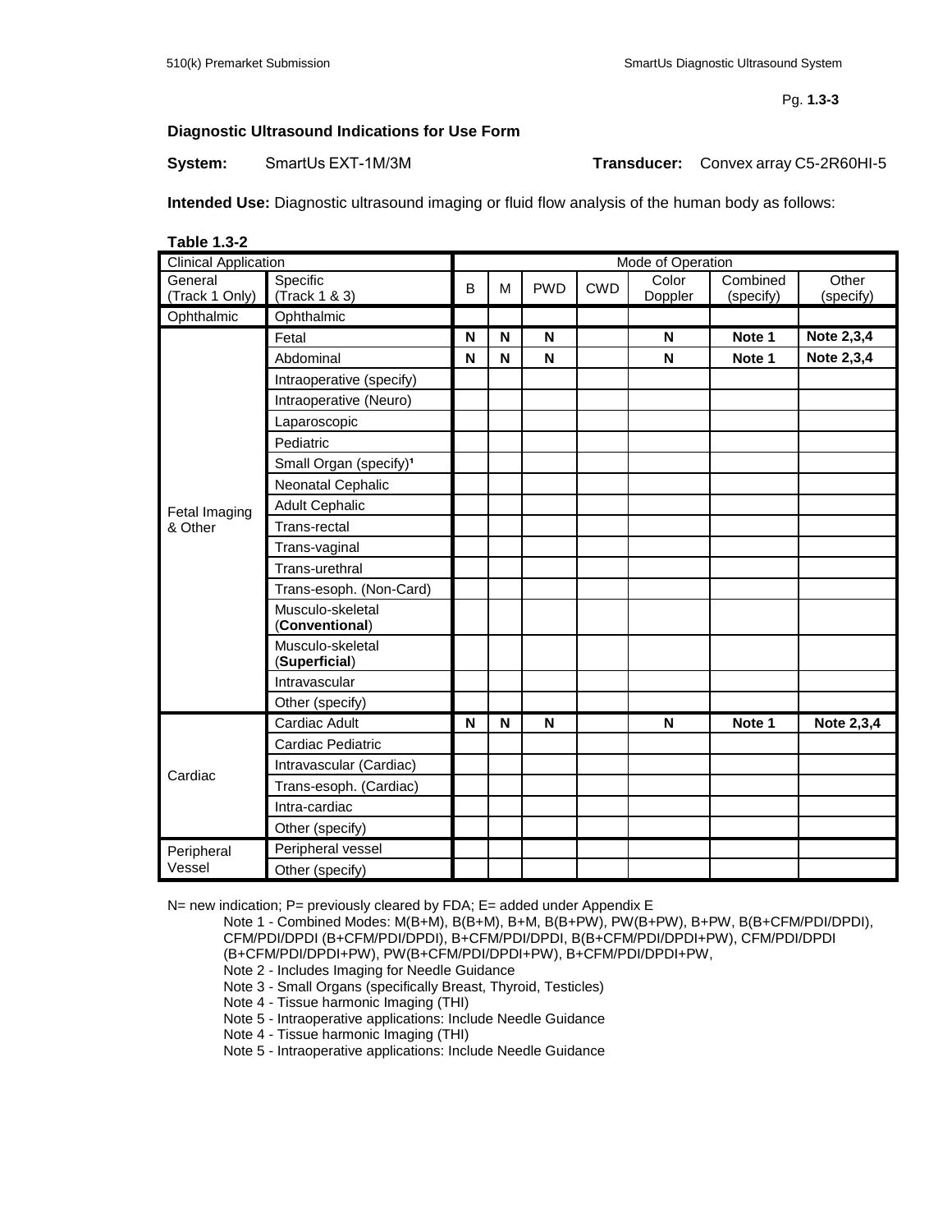**Diagnostic Ultrasound Indications for Use Form**

**System:** SmartUs EXT-1M/3M **Transducer:** Convex array C5-2R60HI-5

**Intended Use:** Diagnostic ultrasound imaging or fluid flow analysis of the human body as follows:

**Table 1.3-2**

| Clinical Application | | Mode of Operation | | | | | | |
|---|---|---|---|---|---|---|---|---|
| General (Track 1 Only) | Specific (Track 1 & 3) | B | M | PWD | CWD | Color Doppler | Combined (specify) | Other (specify) |
| Ophthalmic | Ophthalmic | | | | | | | |
| Fetal Imaging & Other | Fetal | **N** | **N** | **N** | | **N** | **Note 1** | **Note 2,3,4** |
| | Abdominal | **N** | **N** | **N** | | **N** | **Note 1** | **Note 2,3,4** |
| | Intraoperative (specify) | | | | | | | |
| | Intraoperative (Neuro) | | | | | | | |
| | Laparoscopic | | | | | | | |
| | Pediatric | | | | | | | |
| | Small Organ (specify)[1] | | | | | | | |
| | Neonatal Cephalic | | | | | | | |
| | Adult Cephalic | | | | | | | |
| | Trans-rectal | | | | | | | |
| | Trans-vaginal | | | | | | | |
| | Trans-urethral | | | | | | | |
| | Trans-esoph. (Non-Card) | | | | | | | |
| | Musculo-skeletal (**Conventional**) | | | | | | | |
| | Musculo-skeletal (**Superficial**) | | | | | | | |
| | Intravascular | | | | | | | |
| | Other (specify) | | | | | | | |
| Cardiac | Cardiac Adult | **N** | **N** | **N** | | **N** | **Note 1** | **Note 2,3,4** |
| | Cardiac Pediatric | | | | | | | |
| | Intravascular (Cardiac) | | | | | | | |
| | Trans-esoph. (Cardiac) | | | | | | | |
| | Intra-cardiac | | | | | | | |
| | Other (specify) | | | | | | | |
| Peripheral Vessel | Peripheral vessel | | | | | | | |
| | Other (specify) | | | | | | | |

N= new indication; P= previously cleared by FDA; E= added under Appendix E

Note 1 - Combined Modes: M(B+M), B(B+M), B+M, B(B+PW), PW(B+PW), B+PW, B(B+CFM/PDI/DPDI), CFM/PDI/DPDI (B+CFM/PDI/DPDI), B+CFM/PDI/DPDI, B(B+CFM/PDI/DPDI+PW), CFM/PDI/DPDI (B+CFM/PDI/DPDI+PW), PW(B+CFM/PDI/DPDI+PW), B+CFM/PDI/DPDI+PW,

Note 2 - Includes Imaging for Needle Guidance

Note 3 - Small Organs (specifically Breast, Thyroid, Testicles)

Note 4 - Tissue harmonic Imaging (THI)

Note 5 - Intraoperative applications: Include Needle Guidance

Note 4 - Tissue harmonic Imaging (THI)

Note 5 - Intraoperative applications: Include Needle Guidance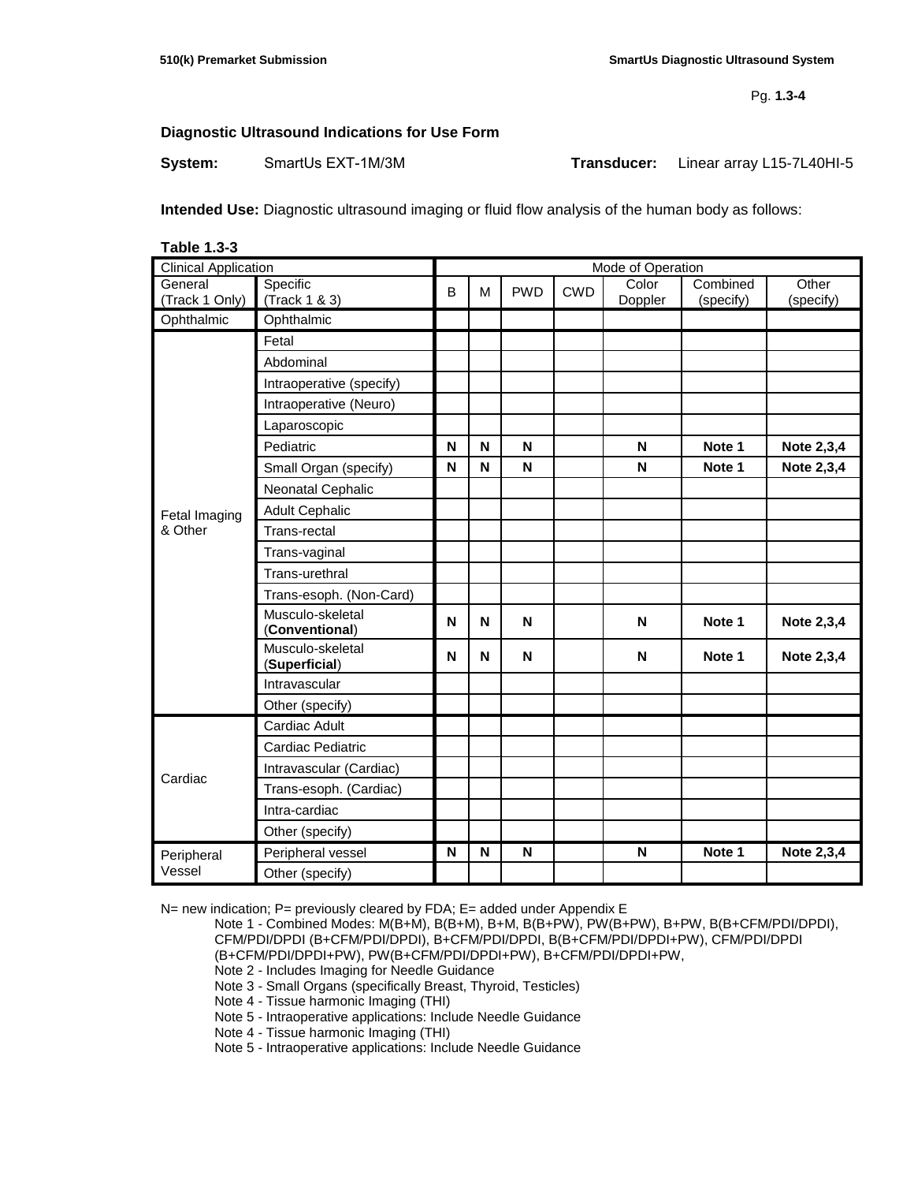Pg. **1.3-4**

**Diagnostic Ultrasound Indications for Use Form**

**System:** SmartUs EXT-1M/3M **Transducer:** Linear array L15-7L40HI-5

**Intended Use:** Diagnostic ultrasound imaging or fluid flow analysis of the human body as follows:

**Table 1.3-3**

| Clinical Application | | Mode of Operation | | | | | | |
|---|---|---|---|---|---|---|---|---|
| General (Track 1 Only) | Specific (Track 1 & 3) | B | M | PWD | CWD | Color Doppler | Combined (specify) | Other (specify) |
| Ophthalmic | Ophthalmic | | | | | | | |
| Fetal Imaging & Other | Fetal | | | | | | | |
| | Abdominal | | | | | | | |
| | Intraoperative (specify) | | | | | | | |
| | Intraoperative (Neuro) | | | | | | | |
| | Laparoscopic | | | | | | | |
| | Pediatric | **N** | **N** | **N** | | **N** | **Note 1** | **Note 2,3,4** |
| | Small Organ (specify) | **N** | **N** | **N** | | **N** | **Note 1** | **Note 2,3,4** |
| | Neonatal Cephalic | | | | | | | |
| | Adult Cephalic | | | | | | | |
| | Trans-rectal | | | | | | | |
| | Trans-vaginal | | | | | | | |
| | Trans-urethral | | | | | | | |
| | Trans-esoph. (Non-Card) | | | | | | | |
| | Musculo-skeletal (**Conventional**) | **N** | **N** | **N** | | **N** | **Note 1** | **Note 2,3,4** |
| | Musculo-skeletal (**Superficial**) | **N** | **N** | **N** | | **N** | **Note 1** | **Note 2,3,4** |
| | Intravascular | | | | | | | |
| | Other (specify) | | | | | | | |
| Cardiac | Cardiac Adult | | | | | | | |
| | Cardiac Pediatric | | | | | | | |
| | Intravascular (Cardiac) | | | | | | | |
| | Trans-esoph. (Cardiac) | | | | | | | |
| | Intra-cardiac | | | | | | | |
| | Other (specify) | | | | | | | |
| Peripheral Vessel | Peripheral vessel | **N** | **N** | **N** | | **N** | **Note 1** | **Note 2,3,4** |
| | Other (specify) | | | | | | | |

N= new indication; P= previously cleared by FDA; E= added under Appendix E

Note 1 - Combined Modes: M(B+M), B(B+M), B+M, B(B+PW), PW(B+PW), B+PW, B(B+CFM/PDI/DPDI), CFM/PDI/DPDI (B+CFM/PDI/DPDI), B+CFM/PDI/DPDI, B(B+CFM/PDI/DPDI+PW), CFM/PDI/DPDI (B+CFM/PDI/DPDI+PW), PW(B+CFM/PDI/DPDI+PW), B+CFM/PDI/DPDI+PW,
Note 2 - Includes Imaging for Needle Guidance
Note 3 - Small Organs (specifically Breast, Thyroid, Testicles)
Note 4 - Tissue harmonic Imaging (THI)
Note 5 - Intraoperative applications: Include Needle Guidance
Note 4 - Tissue harmonic Imaging (THI)
Note 5 - Intraoperative applications: Include Needle Guidance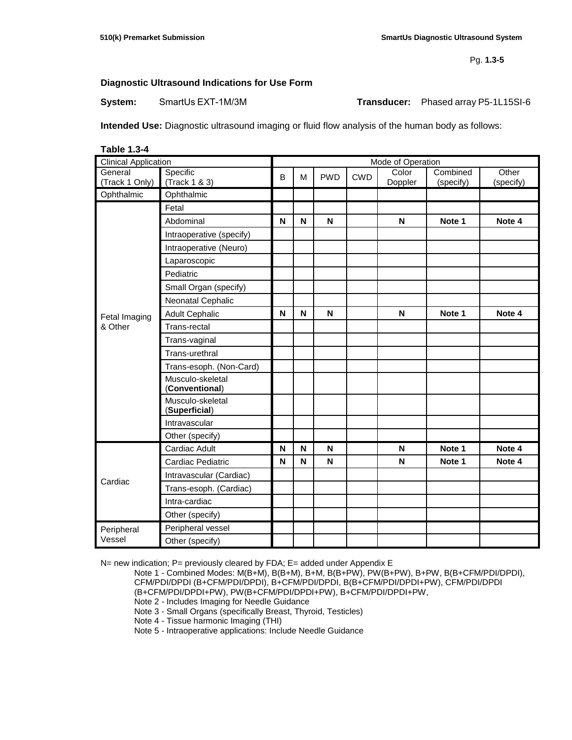## Diagnostic Ultrasound Indications for Use Form

**System:** SmartUs EXT-1M/3M **Transducer:** Phased array P5-1L15SI-6

**Intended Use:** Diagnostic ultrasound imaging or fluid flow analysis of the human body as follows:

**Table 1.3-4**

| Clinical Application | | Mode of Operation | | | | | | |
|---|---|---|---|---|---|---|---|---|
| General (Track 1 Only) | Specific (Track 1 & 3) | B | M | PWD | CWD | Color Doppler | Combined (specify) | Other (specify) |
| Ophthalmic | Ophthalmic | | | | | | | |
| Fetal Imaging & Other | Fetal | | | | | | | |
| | Abdominal | **N** | **N** | **N** | | **N** | **Note 1** | **Note 4** |
| | Intraoperative (specify) | | | | | | | |
| | Intraoperative (Neuro) | | | | | | | |
| | Laparoscopic | | | | | | | |
| | Pediatric | | | | | | | |
| | Small Organ (specify) | | | | | | | |
| | Neonatal Cephalic | | | | | | | |
| | Adult Cephalic | **N** | **N** | **N** | | **N** | **Note 1** | **Note 4** |
| | Trans-rectal | | | | | | | |
| | Trans-vaginal | | | | | | | |
| | Trans-urethral | | | | | | | |
| | Trans-esoph. (Non-Card) | | | | | | | |
| | Musculo-skeletal (**Conventional**) | | | | | | | |
| | Musculo-skeletal (**Superficial**) | | | | | | | |
| | Intravascular | | | | | | | |
| | Other (specify) | | | | | | | |
| Cardiac | Cardiac Adult | **N** | **N** | **N** | | **N** | **Note 1** | **Note 4** |
| | Cardiac Pediatric | **N** | **N** | **N** | | **N** | **Note 1** | **Note 4** |
| | Intravascular (Cardiac) | | | | | | | |
| | Trans-esoph. (Cardiac) | | | | | | | |
| | Intra-cardiac | | | | | | | |
| | Other (specify) | | | | | | | |
| Peripheral Vessel | Peripheral vessel | | | | | | | |
| | Other (specify) | | | | | | | |

N= new indication; P= previously cleared by FDA; E= added under Appendix E

Note 1 - Combined Modes: M(B+M), B(B+M), B+M, B(B+PW), PW(B+PW), B+PW, B(B+CFM/PDI/DPDI), CFM/PDI/DPDI (B+CFM/PDI/DPDI), B+CFM/PDI/DPDI, B(B+CFM/PDI/DPDI+PW), CFM/PDI/DPDI (B+CFM/PDI/DPDI+PW), PW(B+CFM/PDI/DPDI+PW), B+CFM/PDI/DPDI+PW,

Note 2 - Includes Imaging for Needle Guidance

Note 3 - Small Organs (specifically Breast, Thyroid, Testicles)

Note 4 - Tissue harmonic Imaging (THI)

Note 5 - Intraoperative applications: Include Needle Guidance